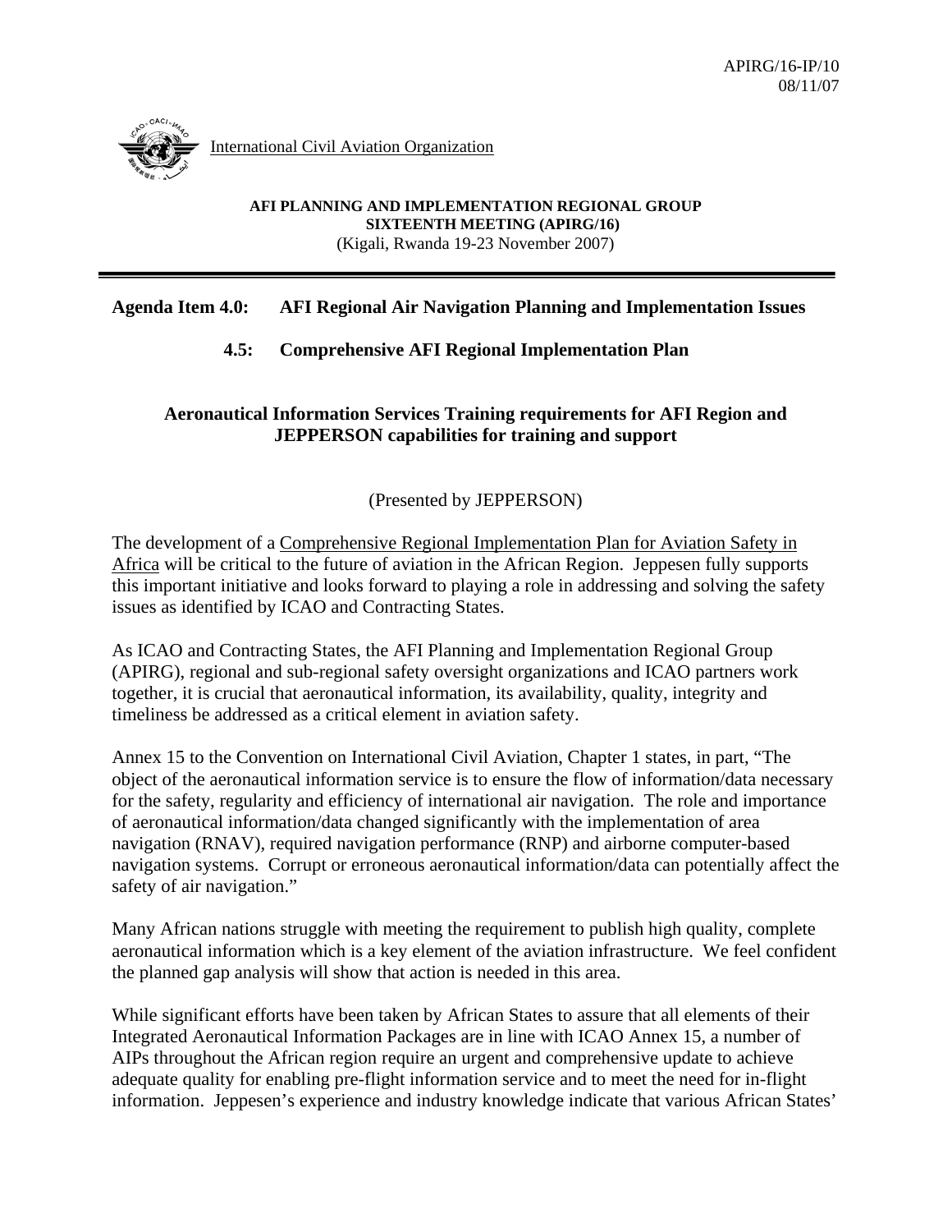APIRG/16-IP/10
08/11/07

International Civil Aviation Organization

**AFI PLANNING AND IMPLEMENTATION REGIONAL GROUP**
**SIXTEENTH MEETING (APIRG/16)**
(Kigali, Rwanda 19-23 November 2007)

---

**Agenda Item 4.0: AFI Regional Air Navigation Planning and Implementation Issues**

**4.5: Comprehensive AFI Regional Implementation Plan**

## Aeronautical Information Services Training requirements for AFI Region and JEPPERSON capabilities for training and support

(Presented by JEPPERSON)

The development of a Comprehensive Regional Implementation Plan for Aviation Safety in Africa will be critical to the future of aviation in the African Region. Jeppesen fully supports this important initiative and looks forward to playing a role in addressing and solving the safety issues as identified by ICAO and Contracting States.

As ICAO and Contracting States, the AFI Planning and Implementation Regional Group (APIRG), regional and sub-regional safety oversight organizations and ICAO partners work together, it is crucial that aeronautical information, its availability, quality, integrity and timeliness be addressed as a critical element in aviation safety.

Annex 15 to the Convention on International Civil Aviation, Chapter 1 states, in part, "The object of the aeronautical information service is to ensure the flow of information/data necessary for the safety, regularity and efficiency of international air navigation. The role and importance of aeronautical information/data changed significantly with the implementation of area navigation (RNAV), required navigation performance (RNP) and airborne computer-based navigation systems. Corrupt or erroneous aeronautical information/data can potentially affect the safety of air navigation."

Many African nations struggle with meeting the requirement to publish high quality, complete aeronautical information which is a key element of the aviation infrastructure. We feel confident the planned gap analysis will show that action is needed in this area.

While significant efforts have been taken by African States to assure that all elements of their Integrated Aeronautical Information Packages are in line with ICAO Annex 15, a number of AIPs throughout the African region require an urgent and comprehensive update to achieve adequate quality for enabling pre-flight information service and to meet the need for in-flight information. Jeppesen's experience and industry knowledge indicate that various African States'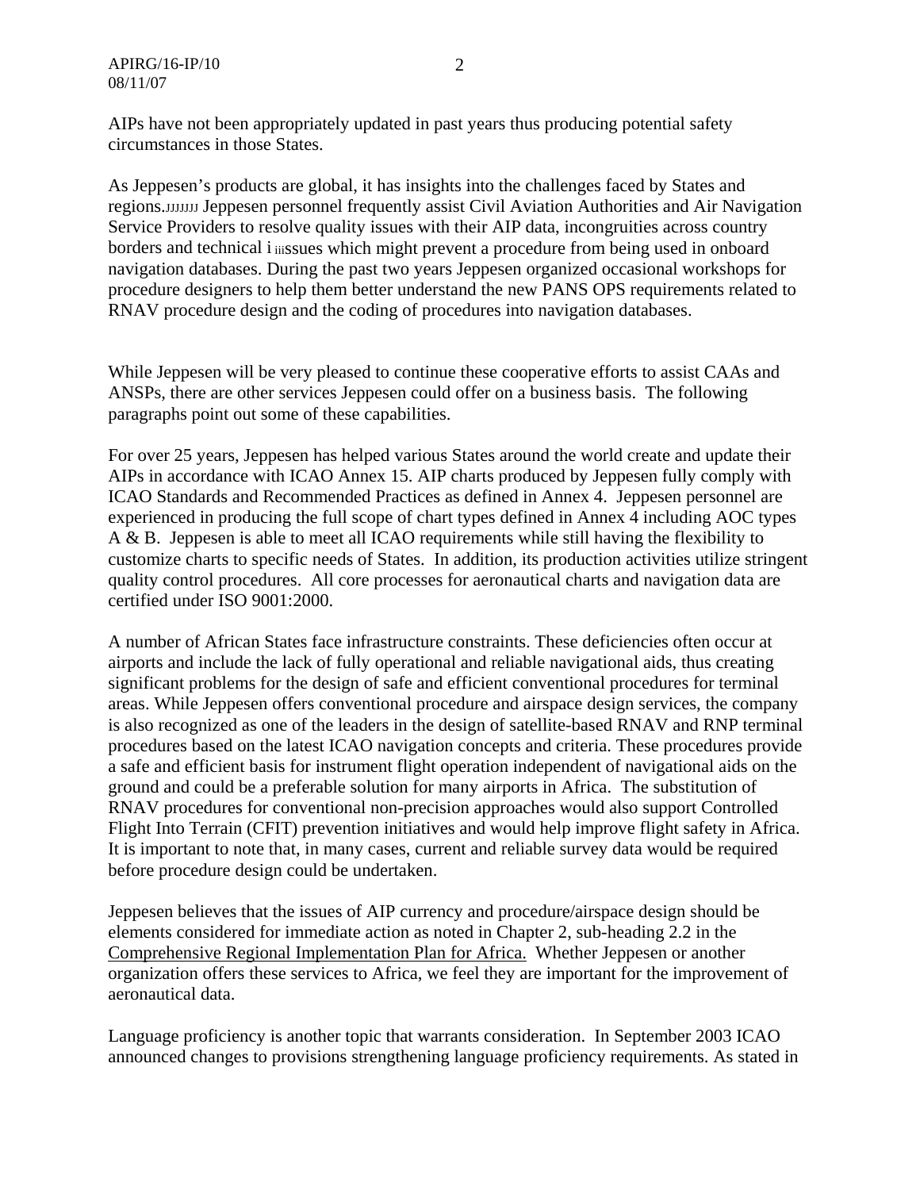AIPs have not been appropriately updated in past years thus producing potential safety circumstances in those States.

As Jeppesen's products are global, it has insights into the challenges faced by States and regions.JJJJJJJ Jeppesen personnel frequently assist Civil Aviation Authorities and Air Navigation Service Providers to resolve quality issues with their AIP data, incongruities across country borders and technical i iiissues which might prevent a procedure from being used in onboard navigation databases. During the past two years Jeppesen organized occasional workshops for procedure designers to help them better understand the new PANS OPS requirements related to RNAV procedure design and the coding of procedures into navigation databases.

While Jeppesen will be very pleased to continue these cooperative efforts to assist CAAs and ANSPs, there are other services Jeppesen could offer on a business basis. The following paragraphs point out some of these capabilities.

For over 25 years, Jeppesen has helped various States around the world create and update their AIPs in accordance with ICAO Annex 15. AIP charts produced by Jeppesen fully comply with ICAO Standards and Recommended Practices as defined in Annex 4. Jeppesen personnel are experienced in producing the full scope of chart types defined in Annex 4 including AOC types A & B. Jeppesen is able to meet all ICAO requirements while still having the flexibility to customize charts to specific needs of States. In addition, its production activities utilize stringent quality control procedures. All core processes for aeronautical charts and navigation data are certified under ISO 9001:2000.

A number of African States face infrastructure constraints. These deficiencies often occur at airports and include the lack of fully operational and reliable navigational aids, thus creating significant problems for the design of safe and efficient conventional procedures for terminal areas. While Jeppesen offers conventional procedure and airspace design services, the company is also recognized as one of the leaders in the design of satellite-based RNAV and RNP terminal procedures based on the latest ICAO navigation concepts and criteria. These procedures provide a safe and efficient basis for instrument flight operation independent of navigational aids on the ground and could be a preferable solution for many airports in Africa. The substitution of RNAV procedures for conventional non-precision approaches would also support Controlled Flight Into Terrain (CFIT) prevention initiatives and would help improve flight safety in Africa. It is important to note that, in many cases, current and reliable survey data would be required before procedure design could be undertaken.

Jeppesen believes that the issues of AIP currency and procedure/airspace design should be elements considered for immediate action as noted in Chapter 2, sub-heading 2.2 in the Comprehensive Regional Implementation Plan for Africa. Whether Jeppesen or another organization offers these services to Africa, we feel they are important for the improvement of aeronautical data.

Language proficiency is another topic that warrants consideration. In September 2003 ICAO announced changes to provisions strengthening language proficiency requirements. As stated in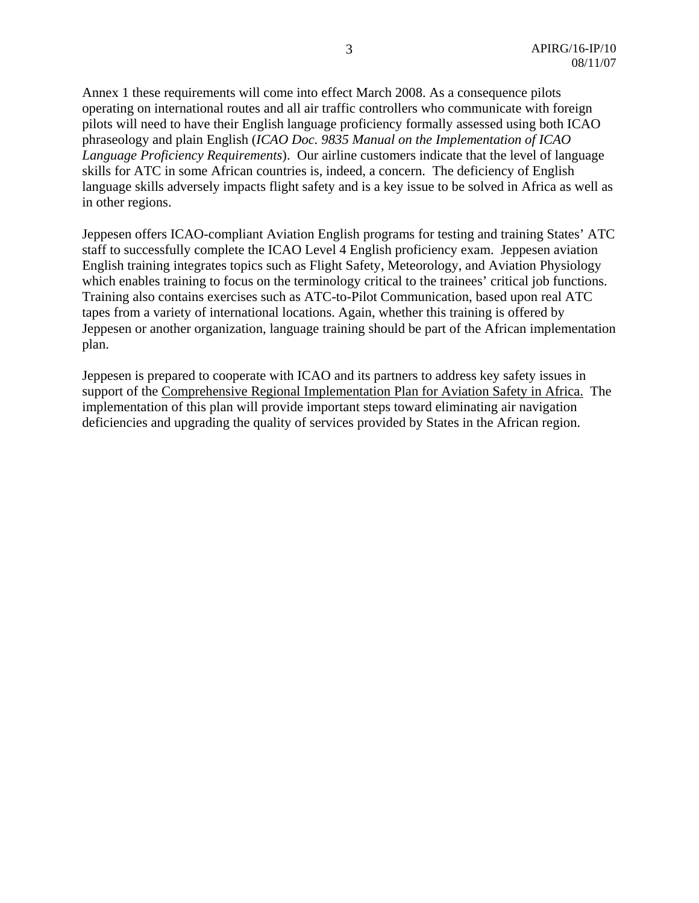Annex 1 these requirements will come into effect March 2008. As a consequence pilots operating on international routes and all air traffic controllers who communicate with foreign pilots will need to have their English language proficiency formally assessed using both ICAO phraseology and plain English (*ICAO Doc. 9835 Manual on the Implementation of ICAO Language Proficiency Requirements*). Our airline customers indicate that the level of language skills for ATC in some African countries is, indeed, a concern. The deficiency of English language skills adversely impacts flight safety and is a key issue to be solved in Africa as well as in other regions.

Jeppesen offers ICAO-compliant Aviation English programs for testing and training States' ATC staff to successfully complete the ICAO Level 4 English proficiency exam. Jeppesen aviation English training integrates topics such as Flight Safety, Meteorology, and Aviation Physiology which enables training to focus on the terminology critical to the trainees' critical job functions. Training also contains exercises such as ATC-to-Pilot Communication, based upon real ATC tapes from a variety of international locations. Again, whether this training is offered by Jeppesen or another organization, language training should be part of the African implementation plan.

Jeppesen is prepared to cooperate with ICAO and its partners to address key safety issues in support of the Comprehensive Regional Implementation Plan for Aviation Safety in Africa. The implementation of this plan will provide important steps toward eliminating air navigation deficiencies and upgrading the quality of services provided by States in the African region.